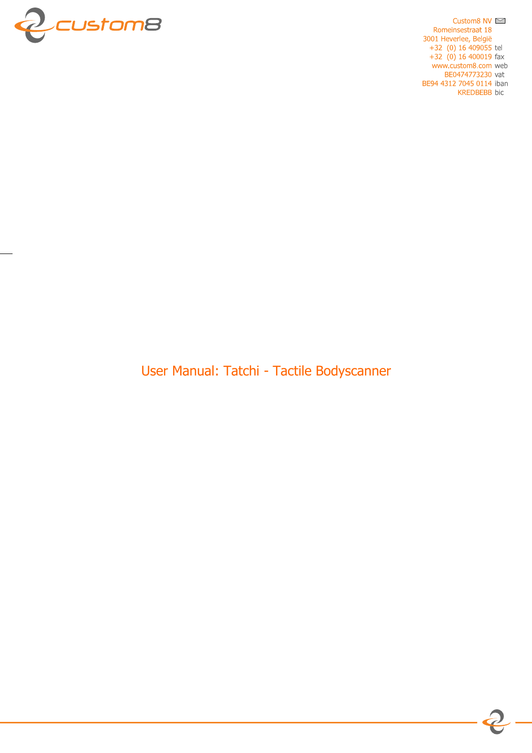Custom8 NV
Romeinsestraat 18
3001 Heverlee, België
+32 (0) 16 409055 tel
+32 (0) 16 400019 fax
www.custom8.com web
BE0474773230 vat
BE94 4312 7045 0114 iban
KREDBEBB bic

# User Manual: Tatchi - Tactile Bodyscanner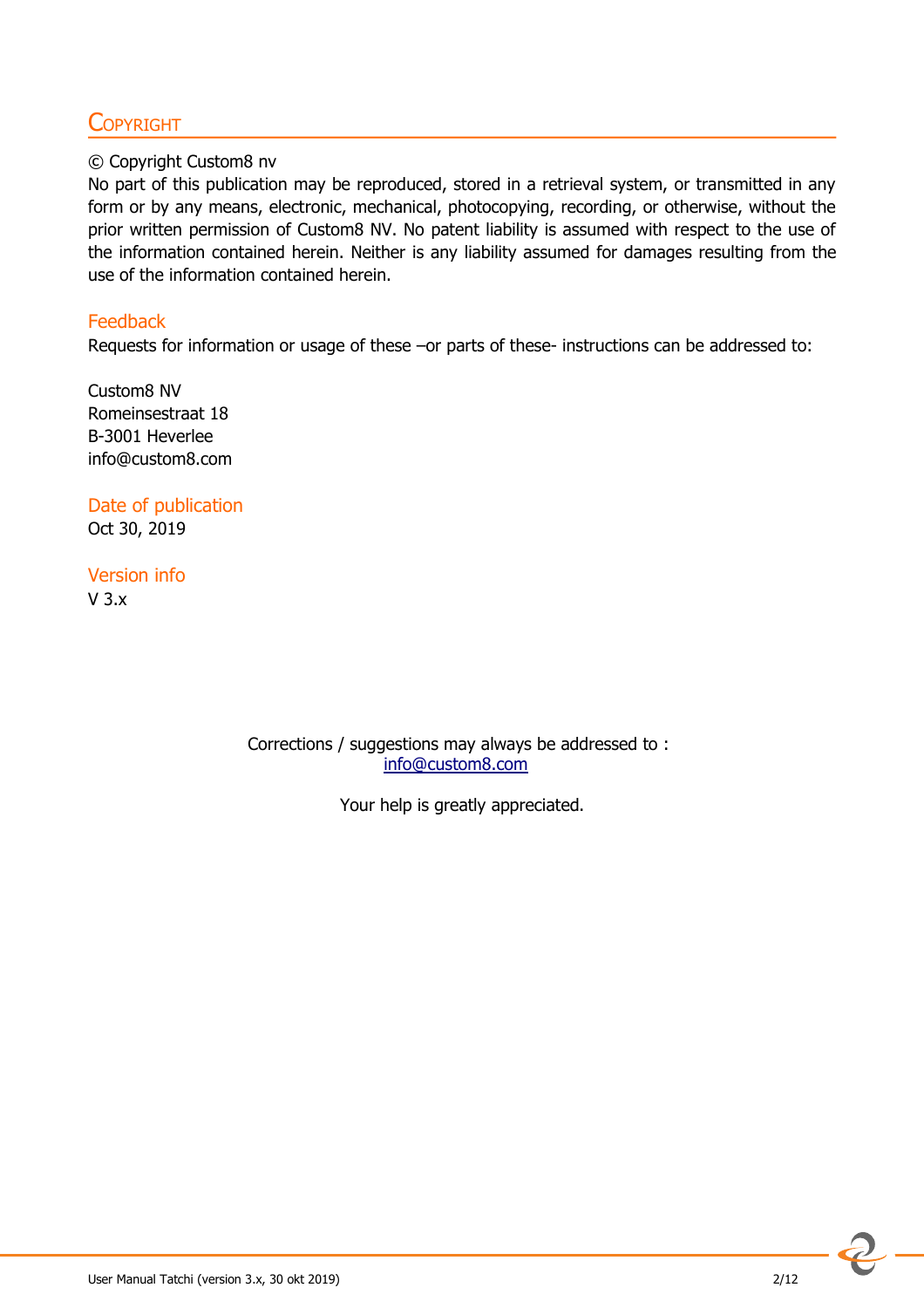# Copyright

© Copyright Custom8 nv

No part of this publication may be reproduced, stored in a retrieval system, or transmitted in any form or by any means, electronic, mechanical, photocopying, recording, or otherwise, without the prior written permission of Custom8 NV. No patent liability is assumed with respect to the use of the information contained herein. Neither is any liability assumed for damages resulting from the use of the information contained herein.

## Feedback

Requests for information or usage of these –or parts of these- instructions can be addressed to:

Custom8 NV
Romeinsestraat 18
B-3001 Heverlee
info@custom8.com

## Date of publication

Oct 30, 2019

## Version info

V 3.x

Corrections / suggestions may always be addressed to :
info@custom8.com

Your help is greatly appreciated.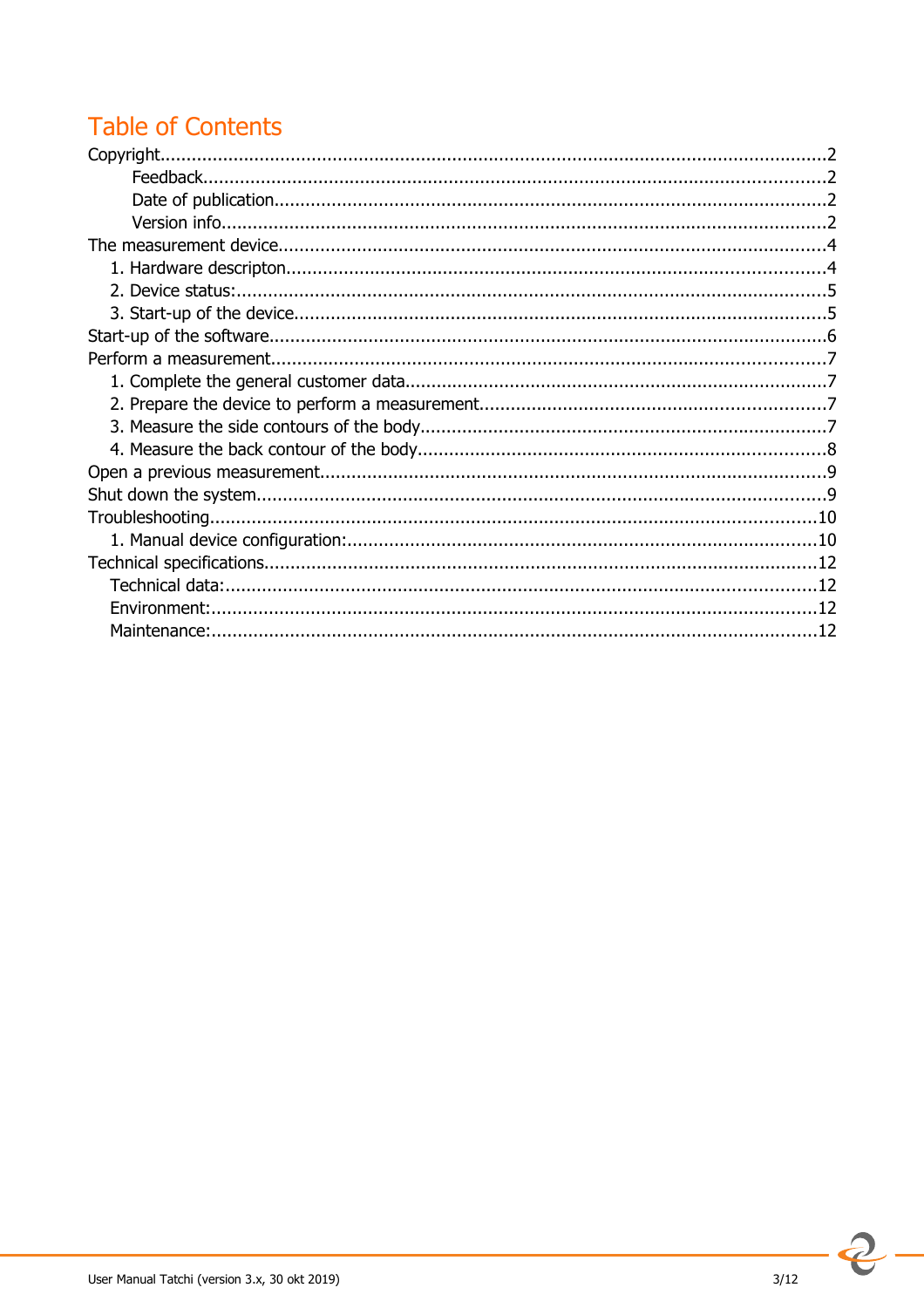# Table of Contents

Copyright....................................................................................................................2

- Feedback....................................................................................................................2
- Date of publication.........................................................................................................2
- Version info...................................................................................................................2

The measurement device........................................................................................................4

1. Hardware descripton......................................................................................................4
2. Device status:................................................................................................................5
3. Start-up of the device.....................................................................................................5

Start-up of the software..........................................................................................................6

Perform a measurement.........................................................................................................7

1. Complete the general customer data................................................................................7
2. Prepare the device to perform a measurement.................................................................7
3. Measure the side contours of the body.............................................................................7
4. Measure the back contour of the body..............................................................................8

Open a previous measurement................................................................................................9

Shut down the system............................................................................................................9

Troubleshooting...................................................................................................................10

1. Manual device configuration:..........................................................................................10

Technical specifications........................................................................................................12

- Technical data:................................................................................................................12
- Environment:...................................................................................................................12
- Maintenance:...................................................................................................................12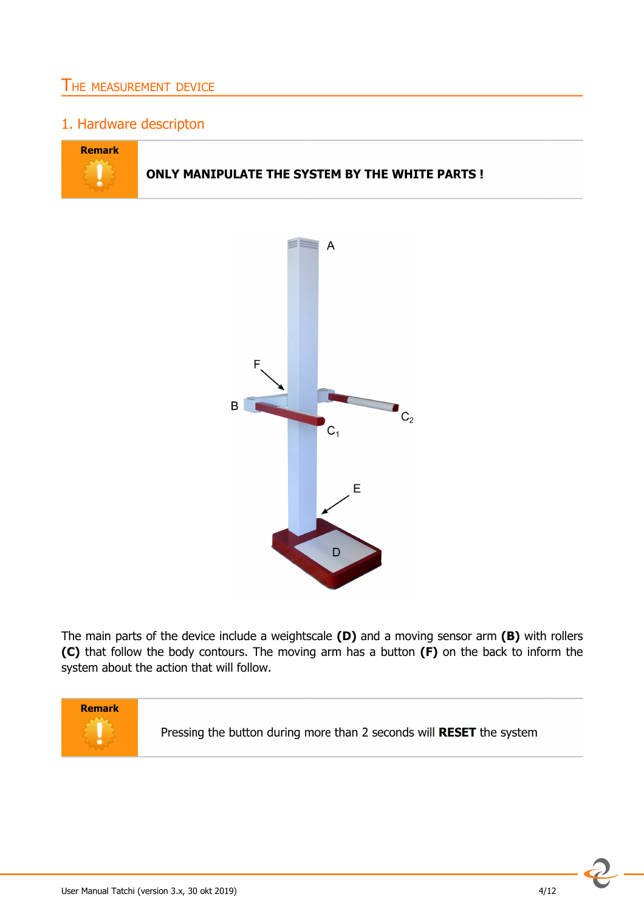## THE MEASUREMENT DEVICE

### 1. Hardware descripton

> **Remark**
>
> **ONLY MANIPULATE THE SYSTEM BY THE WHITE PARTS !**

The main parts of the device include a weightscale **(D)** and a moving sensor arm **(B)** with rollers **(C)** that follow the body contours. The moving arm has a button **(F)** on the back to inform the system about the action that will follow.

> **Remark**
>
> Pressing the button during more than 2 seconds will **RESET** the system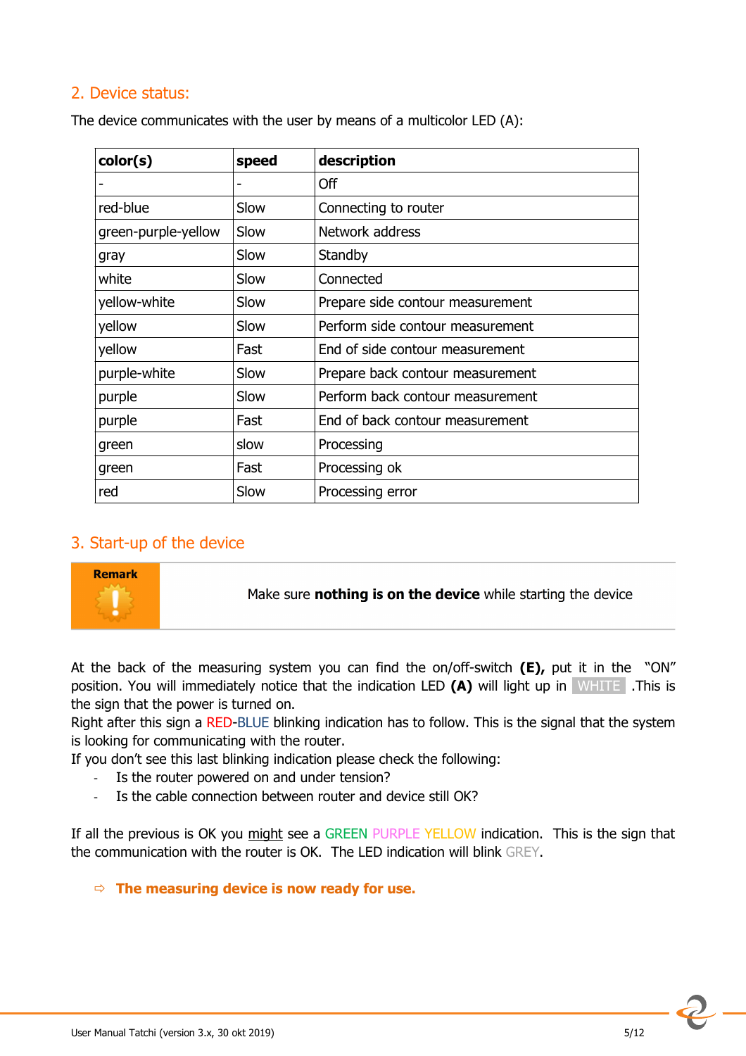## 2. Device status:

The device communicates with the user by means of a multicolor LED (A):

| color(s) | speed | description |
|---|---|---|
| - | - | Off |
| red-blue | Slow | Connecting to router |
| green-purple-yellow | Slow | Network address |
| gray | Slow | Standby |
| white | Slow | Connected |
| yellow-white | Slow | Prepare side contour measurement |
| yellow | Slow | Perform side contour measurement |
| yellow | Fast | End of side contour measurement |
| purple-white | Slow | Prepare back contour measurement |
| purple | Slow | Perform back contour measurement |
| purple | Fast | End of back contour measurement |
| green | slow | Processing |
| green | Fast | Processing ok |
| red | Slow | Processing error |

## 3. Start-up of the device

**Remark**

Make sure **nothing is on the device** while starting the device

At the back of the measuring system you can find the on/off-switch **(E),** put it in the "ON" position. You will immediately notice that the indication LED **(A)** will light up in WHITE .This is the sign that the power is turned on.
Right after this sign a RED-BLUE blinking indication has to follow. This is the signal that the system is looking for communicating with the router.
If you don't see this last blinking indication please check the following:

- Is the router powered on and under tension?
- Is the cable connection between router and device still OK?

If all the previous is OK you might see a GREEN PURPLE YELLOW indication. This is the sign that the communication with the router is OK. The LED indication will blink GREY.

⇨ **The measuring device is now ready for use.**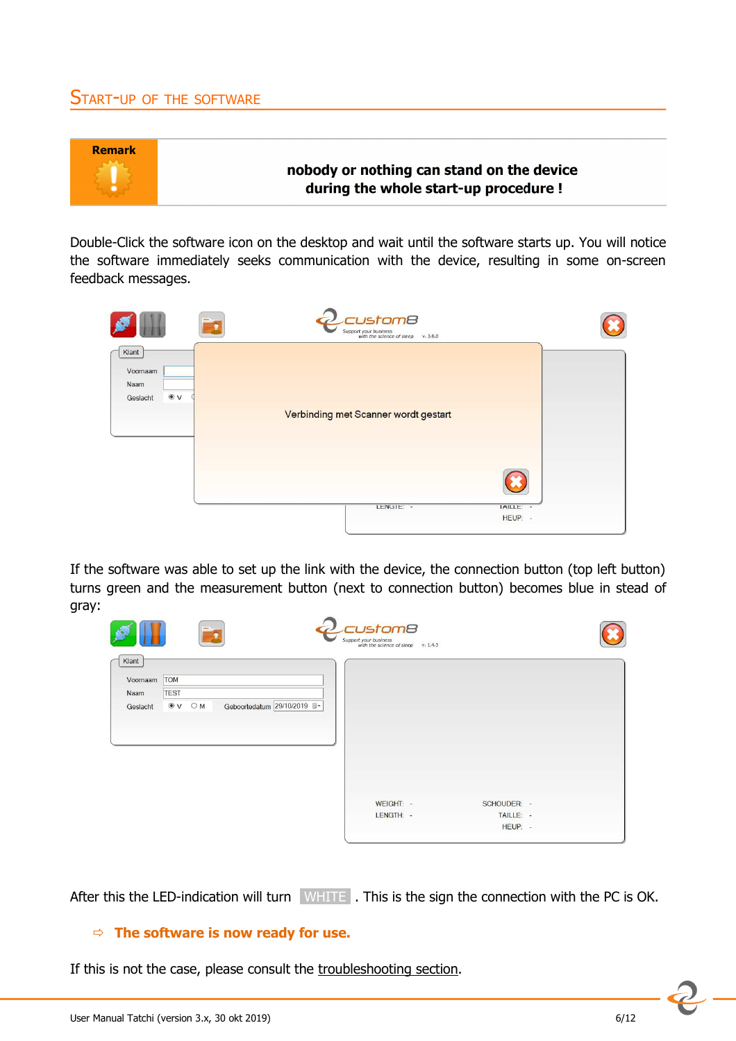## Start-up of the Software

| Remark | **nobody or nothing can stand on the device during the whole start-up procedure !** |
| --- | --- |

Double-Click the software icon on the desktop and wait until the software starts up. You will notice the software immediately seeks communication with the device, resulting in some on-screen feedback messages.

If the software was able to set up the link with the device, the connection button (top left button) turns green and the measurement button (next to connection button) becomes blue in stead of gray:

After this the LED-indication will turn WHITE . This is the sign the connection with the PC is OK.

⇨ **The software is now ready for use.**

If this is not the case, please consult the troubleshooting section.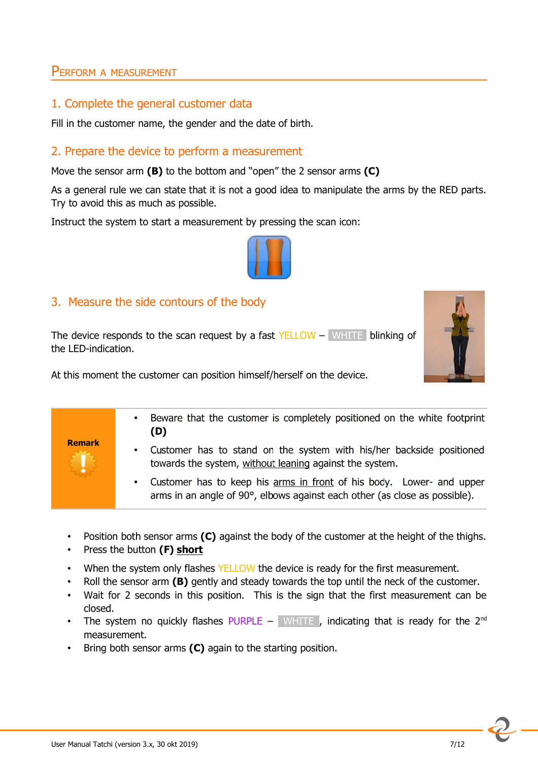# Perform a measurement

## 1. Complete the general customer data

Fill in the customer name, the gender and the date of birth.

## 2. Prepare the device to perform a measurement

Move the sensor arm **(B)** to the bottom and "open" the 2 sensor arms **(C)**

As a general rule we can state that it is not a good idea to manipulate the arms by the RED parts. Try to avoid this as much as possible.

Instruct the system to start a measurement by pressing the scan icon:

## 3. Measure the side contours of the body

The device responds to the scan request by a fast YELLOW – WHITE blinking of the LED-indication.

At this moment the customer can position himself/herself on the device.

| **Remark** | |
|---|---|
| | • Beware that the customer is completely positioned on the white footprint **(D)**<br>• Customer has to stand on the system with his/her backside positioned towards the system, without leaning against the system.<br>• Customer has to keep his arms in front of his body. Lower- and upper arms in an angle of 90°, elbows against each other (as close as possible). |

- Position both sensor arms **(C)** against the body of the customer at the height of the thighs.
- Press the button **(F)** **short**
- When the system only flashes YELLOW the device is ready for the first measurement.
- Roll the sensor arm **(B)** gently and steady towards the top until the neck of the customer.
- Wait for 2 seconds in this position. This is the sign that the first measurement can be closed.
- The system no quickly flashes PURPLE – WHITE, indicating that is ready for the 2nd measurement.
- Bring both sensor arms **(C)** again to the starting position.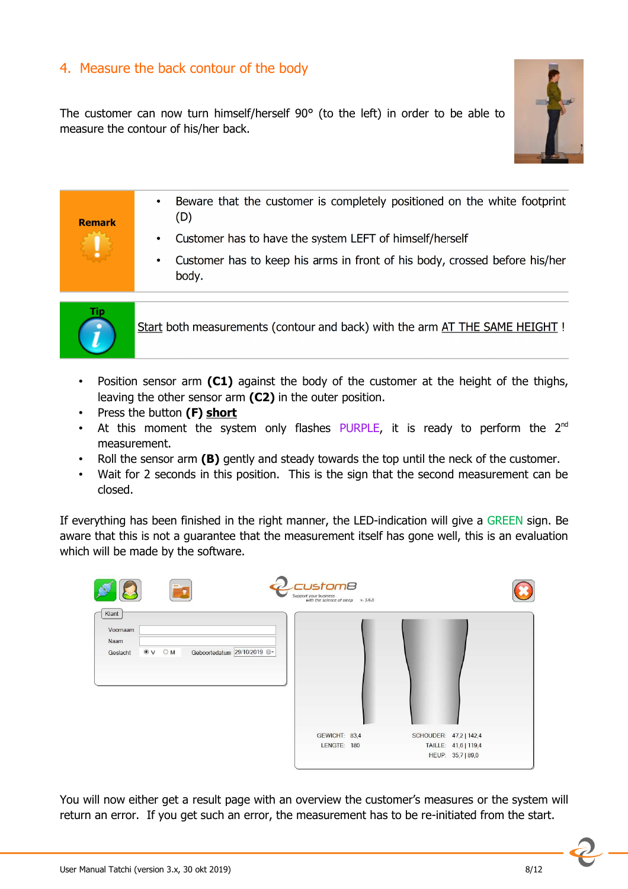## 4. Measure the back contour of the body

The customer can now turn himself/herself 90° (to the left) in order to be able to measure the contour of his/her back.

| Remark | |
|---|---|
| | • Beware that the customer is completely positioned on the white footprint (D)<br>• Customer has to have the system LEFT of himself/herself<br>• Customer has to keep his arms in front of his body, crossed before his/her body. |

| Tip | |
|---|---|
| | Start both measurements (contour and back) with the arm AT THE SAME HEIGHT ! |

- Position sensor arm **(C1)** against the body of the customer at the height of the thighs, leaving the other sensor arm **(C2)** in the outer position.
- Press the button **(F)** **short**
- At this moment the system only flashes PURPLE, it is ready to perform the 2nd measurement.
- Roll the sensor arm **(B)** gently and steady towards the top until the neck of the customer.
- Wait for 2 seconds in this position. This is the sign that the second measurement can be closed.

If everything has been finished in the right manner, the LED-indication will give a GREEN sign. Be aware that this is not a guarantee that the measurement itself has gone well, this is an evaluation which will be made by the software.

You will now either get a result page with an overview the customer's measures or the system will return an error. If you get such an error, the measurement has to be re-initiated from the start.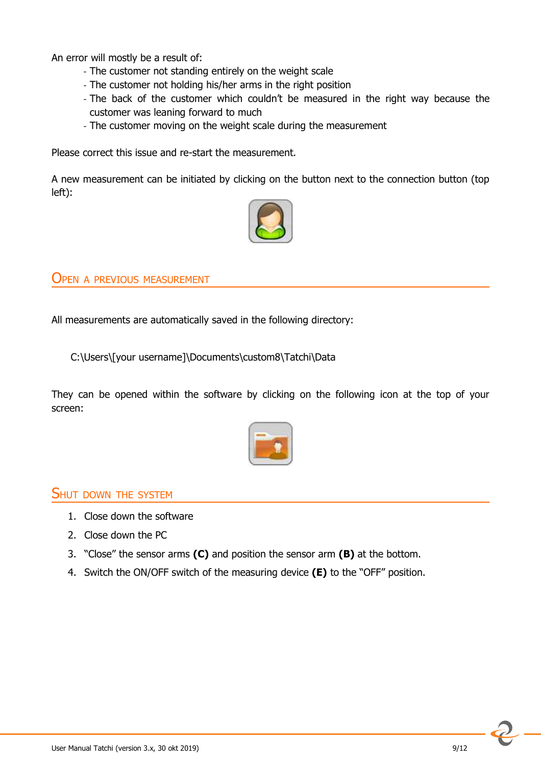An error will mostly be a result of:

- The customer not standing entirely on the weight scale
- The customer not holding his/her arms in the right position
- The back of the customer which couldn't be measured in the right way because the customer was leaning forward to much
- The customer moving on the weight scale during the measurement

Please correct this issue and re-start the measurement.

A new measurement can be initiated by clicking on the button next to the connection button (top left):

## Open a previous measurement

All measurements are automatically saved in the following directory:

C:\Users\[your username]\Documents\custom8\Tatchi\Data

They can be opened within the software by clicking on the following icon at the top of your screen:

## Shut down the system

1. Close down the software
2. Close down the PC
3. "Close" the sensor arms **(C)** and position the sensor arm **(B)** at the bottom.
4. Switch the ON/OFF switch of the measuring device **(E)** to the "OFF" position.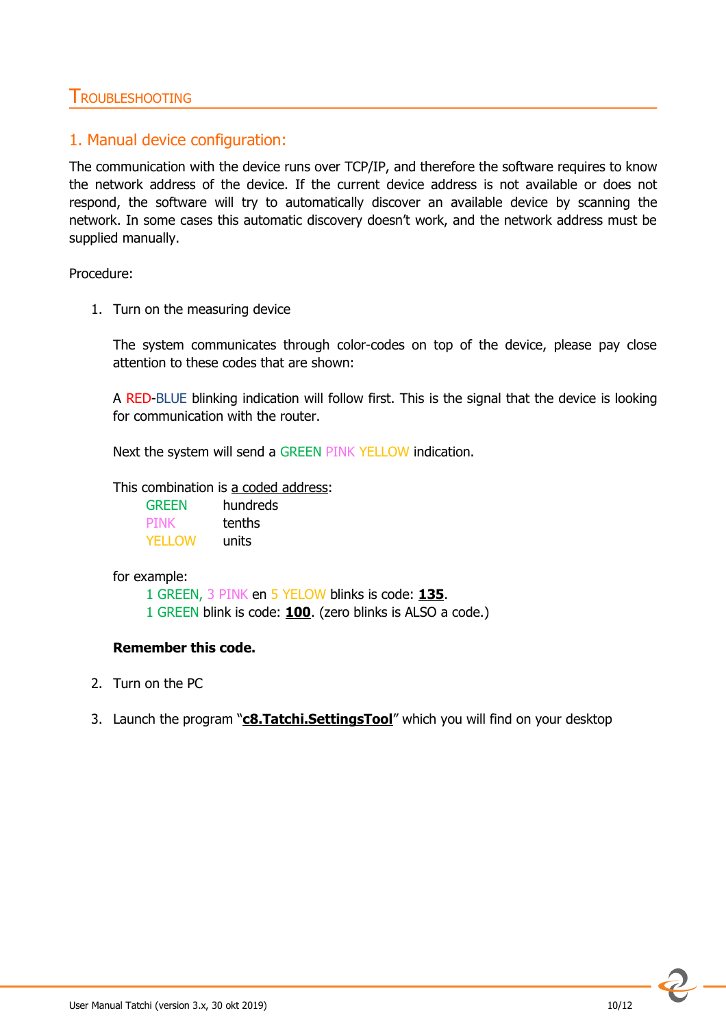# TROUBLESHOOTING

## 1. Manual device configuration:

The communication with the device runs over TCP/IP, and therefore the software requires to know the network address of the device. If the current device address is not available or does not respond, the software will try to automatically discover an available device by scanning the network. In some cases this automatic discovery doesn't work, and the network address must be supplied manually.

Procedure:

1. Turn on the measuring device

   The system communicates through color-codes on top of the device, please pay close attention to these codes that are shown:

   A RED-BLUE blinking indication will follow first. This is the signal that the device is looking for communication with the router.

   Next the system will send a GREEN PINK YELLOW indication.

   This combination is a coded address:

   | | |
   |---|---|
   | GREEN | hundreds |
   | PINK | tenths |
   | YELLOW | units |

   for example:

   1 GREEN, 3 PINK en 5 YELOW blinks is code: **135**.
   1 GREEN blink is code: **100**. (zero blinks is ALSO a code.)

   **Remember this code.**

2. Turn on the PC

3. Launch the program "**c8.Tatchi.SettingsTool**" which you will find on your desktop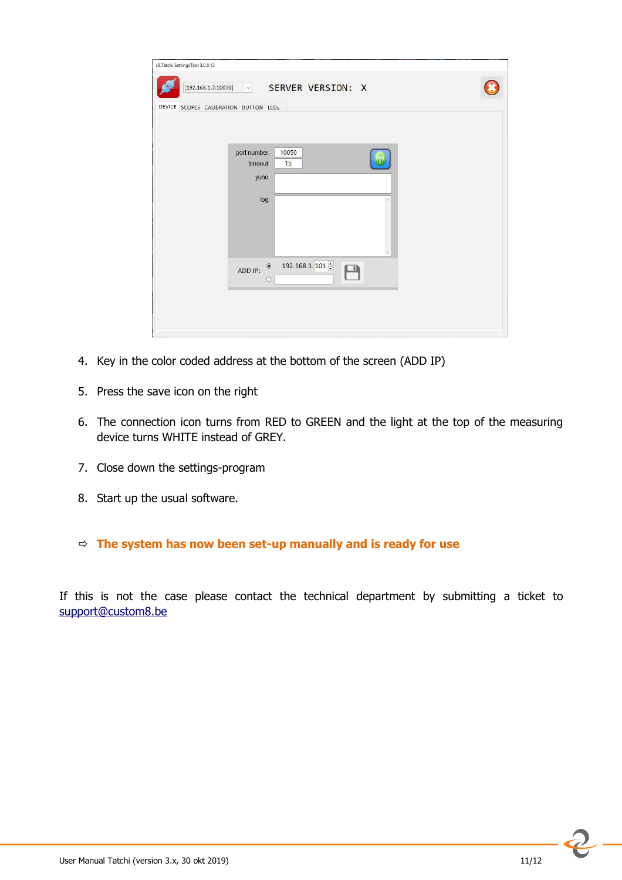4. Key in the color coded address at the bottom of the screen (ADD IP)

5. Press the save icon on the right

6. The connection icon turns from RED to GREEN and the light at the top of the measuring device turns WHITE instead of GREY.

7. Close down the settings-program

8. Start up the usual software.

⇨ **The system has now been set-up manually and is ready for use**

If this is not the case please contact the technical department by submitting a ticket to support@custom8.be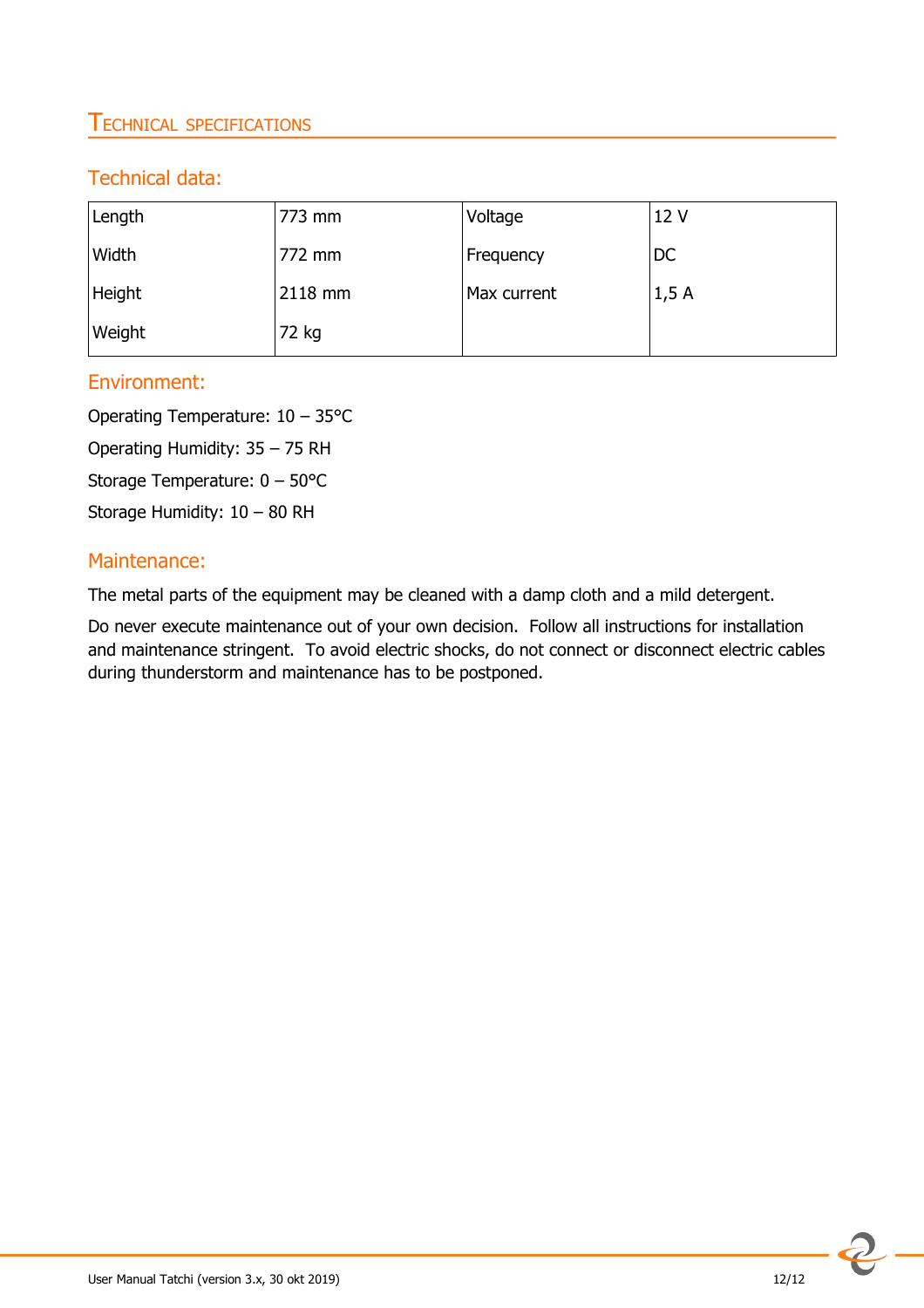## Technical specifications

### Technical data:

| | | | |
|---|---|---|---|
| Length | 773 mm | Voltage | 12 V |
| Width | 772 mm | Frequency | DC |
| Height | 2118 mm | Max current | 1,5 A |
| Weight | 72 kg | | |

### Environment:

Operating Temperature: 10 – 35°C

Operating Humidity: 35 – 75 RH

Storage Temperature: 0 – 50°C

Storage Humidity: 10 – 80 RH

### Maintenance:

The metal parts of the equipment may be cleaned with a damp cloth and a mild detergent.

Do never execute maintenance out of your own decision. Follow all instructions for installation and maintenance stringent. To avoid electric shocks, do not connect or disconnect electric cables during thunderstorm and maintenance has to be postponed.